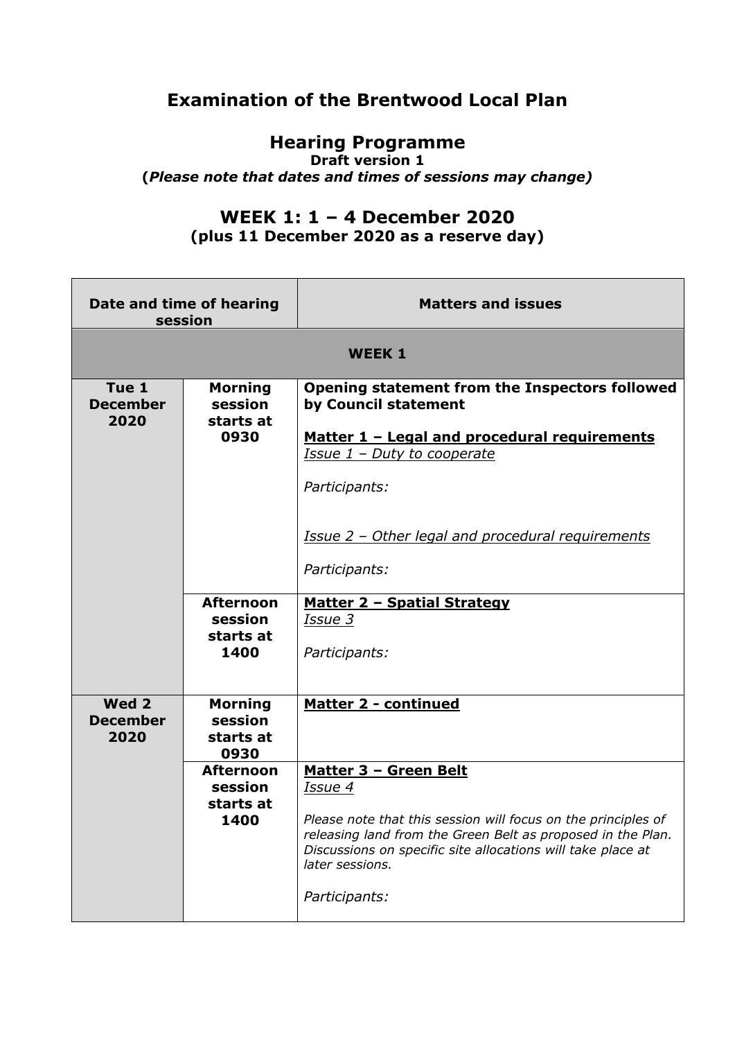# Examination of the Brentwood Local Plan

## Hearing Programme

**Draft version 1**

**(*Please note that dates and times of sessions may change*)**

## WEEK 1: 1 – 4 December 2020

**(plus 11 December 2020 as a reserve day)**

| Date and time of hearing session | | Matters and issues |
|---|---|---|
| **WEEK 1** | | |
| **Tue 1 December 2020** | **Morning session starts at 0930** | **Opening statement from the Inspectors followed by Council statement**<br><br>**Matter 1 – Legal and procedural requirements**<br>*Issue 1 – Duty to cooperate*<br><br>*Participants:*<br><br>*Issue 2 – Other legal and procedural requirements*<br><br>*Participants:* |
| | **Afternoon session starts at 1400** | **Matter 2 – Spatial Strategy**<br>*Issue 3*<br><br>*Participants:* |
| **Wed 2 December 2020** | **Morning session starts at 0930** | **Matter 2 - continued** |
| | **Afternoon session starts at 1400** | **Matter 3 – Green Belt**<br>*Issue 4*<br><br>*Please note that this session will focus on the principles of releasing land from the Green Belt as proposed in the Plan. Discussions on specific site allocations will take place at later sessions.*<br><br>*Participants:* |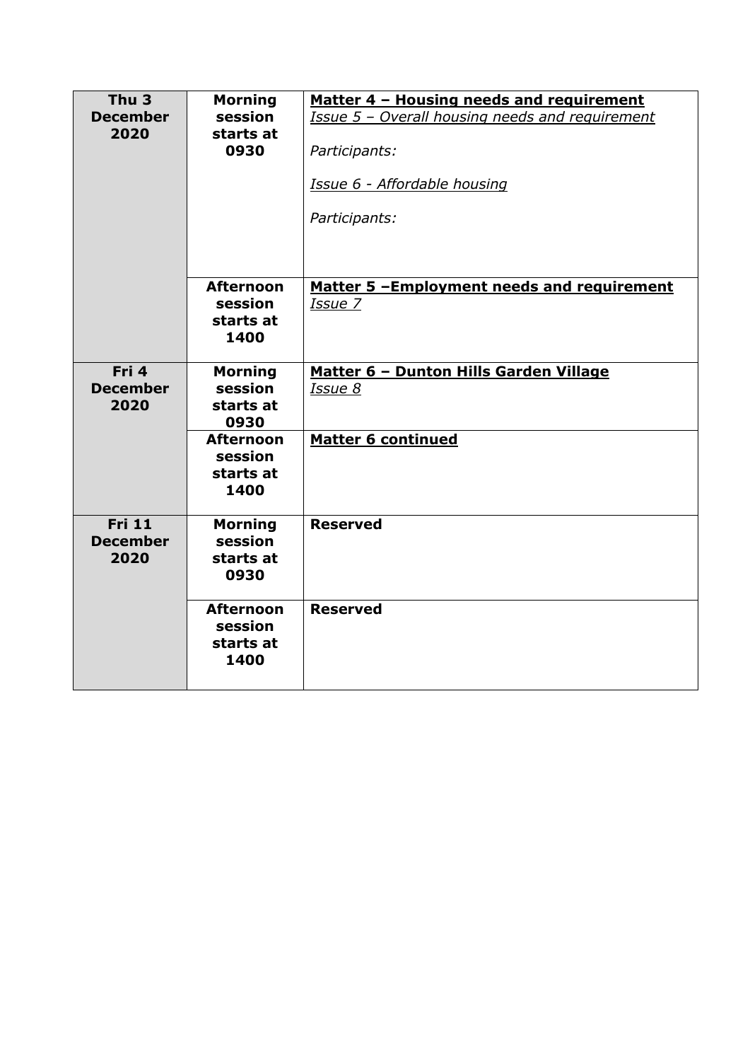| | | |
|---|---|---|
| **Thu 3 December 2020** | **Morning session starts at 0930** | **Matter 4 – Housing needs and requirement**<br>*Issue 5 – Overall housing needs and requirement*<br><br>*Participants:*<br><br>*Issue 6 - Affordable housing*<br><br>*Participants:* |
| | **Afternoon session starts at 1400** | **Matter 5 –Employment needs and requirement**<br>*Issue 7* |
| **Fri 4 December 2020** | **Morning session starts at 0930** | **Matter 6 – Dunton Hills Garden Village**<br>*Issue 8* |
| | **Afternoon session starts at 1400** | **Matter 6 continued** |
| **Fri 11 December 2020** | **Morning session starts at 0930** | **Reserved** |
| | **Afternoon session starts at 1400** | **Reserved** |